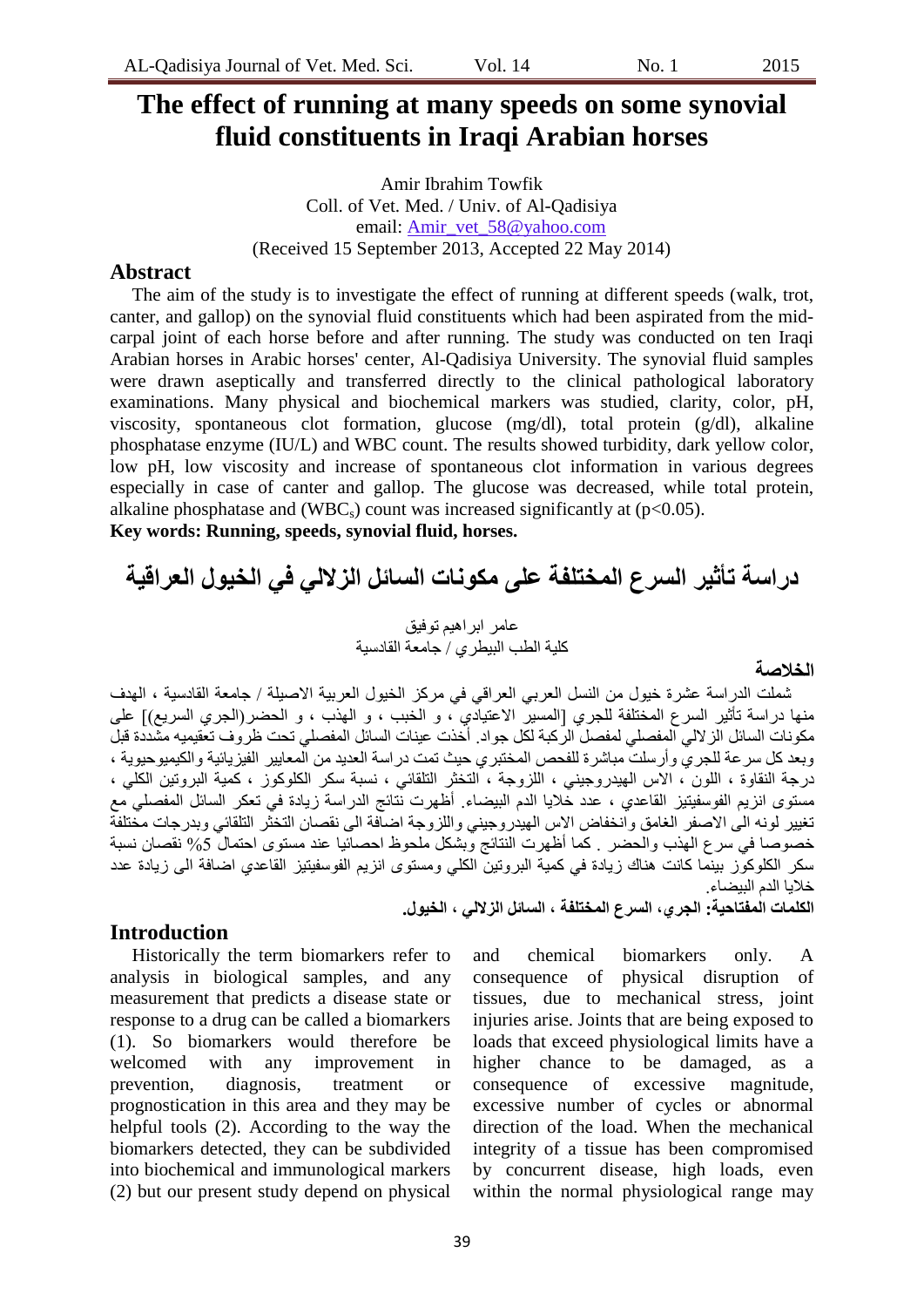# The effect of running at many speeds on some synovial fluid constituents in Iraqi Arabian horses

Amir Ibrahim Towfik
Coll. of Vet. Med. / Univ. of Al-Qadisiya
email: Amir_vet_58@yahoo.com
(Received 15 September 2013, Accepted 22 May 2014)

## Abstract

The aim of the study is to investigate the effect of running at different speeds (walk, trot, canter, and gallop) on the synovial fluid constituents which had been aspirated from the mid-carpal joint of each horse before and after running. The study was conducted on ten Iraqi Arabian horses in Arabic horses' center, Al-Qadisiya University. The synovial fluid samples were drawn aseptically and transferred directly to the clinical pathological laboratory examinations. Many physical and biochemical markers was studied, clarity, color, pH, viscosity, spontaneous clot formation, glucose (mg/dl), total protein (g/dl), alkaline phosphatase enzyme (IU/L) and WBC count. The results showed turbidity, dark yellow color, low pH, low viscosity and increase of spontaneous clot information in various degrees especially in case of canter and gallop. The glucose was decreased, while total protein, alkaline phosphatase and ($WBC_s$) count was increased significantly at ($p<0.05$).

**Key words: Running, speeds, synovial fluid, horses.**

# دراسة تأثير السرع المختلفة على مكونات السائل الزلالي في الخيول العراقية

عامر ابراهيم توفيق
كلية الطب البيطري / جامعة القادسية

## الخلاصة

شملت الدراسة عشرة خيول من النسل العربي العراقي في مركز الخيول العربية الاصيلة / جامعة القادسية ، الهدف منها دراسة تأثير السرع المختلفة للجري [المسير الاعتيادي ، و الخبب ، و الهذب ، و الحضر(الجري السريع)] على مكونات السائل الزلالي المفصلي لمفصل الركبة لكل جواد. أخذت عينات السائل المفصلي تحت ظروف تعقيميه مشددة قبل وبعد كل سرعة للجري وأرسلت مباشرة للفحص المختبري حيث تمت دراسة العديد من المعايير الفيزيائية والكيميوحيوية ، درجة النقاوة ، اللون ، الاس الهيدروجيني ، اللزوجة ، التخثر التلقائي ، نسبة سكر الكلوكوز ، كمية البروتين الكلي ، مستوى انزيم الفوسفيتيز القاعدي ، عدد خلايا الدم البيضاء. أظهرت نتائج الدراسة زيادة في تعكر السائل المفصلي مع تغيير لونه الى الاصفر الغامق وانخفاض الاس الهيدروجيني واللزوجة اضافة الى نقصان التخثر التلقائي وبدرجات مختلفة خصوصا في سرع الهذب والحضر . كما أظهرت النتائج وبشكل ملحوظ احصائيا عند مستوى احتمال 5% نقصان نسبة سكر الكلوكوز بينما كانت هناك زيادة في كمية البروتين الكلي ومستوى انزيم الفوسفيتيز القاعدي اضافة الى زيادة عدد خلايا الدم البيضاء.

**الكلمات المفتاحية: الجري، السرع المختلفة ، السائل الزلالي ، الخيول.**

## Introduction

Historically the term biomarkers refer to analysis in biological samples, and any measurement that predicts a disease state or response to a drug can be called a biomarkers (1). So biomarkers would therefore be welcomed with any improvement in prevention, diagnosis, treatment or prognostication in this area and they may be helpful tools (2). According to the way the biomarkers detected, they can be subdivided into biochemical and immunological markers (2) but our present study depend on physical and chemical biomarkers only. A consequence of physical disruption of tissues, due to mechanical stress, joint injuries arise. Joints that are being exposed to loads that exceed physiological limits have a higher chance to be damaged, as a consequence of excessive magnitude, excessive number of cycles or abnormal direction of the load. When the mechanical integrity of a tissue has been compromised by concurrent disease, high loads, even within the normal physiological range may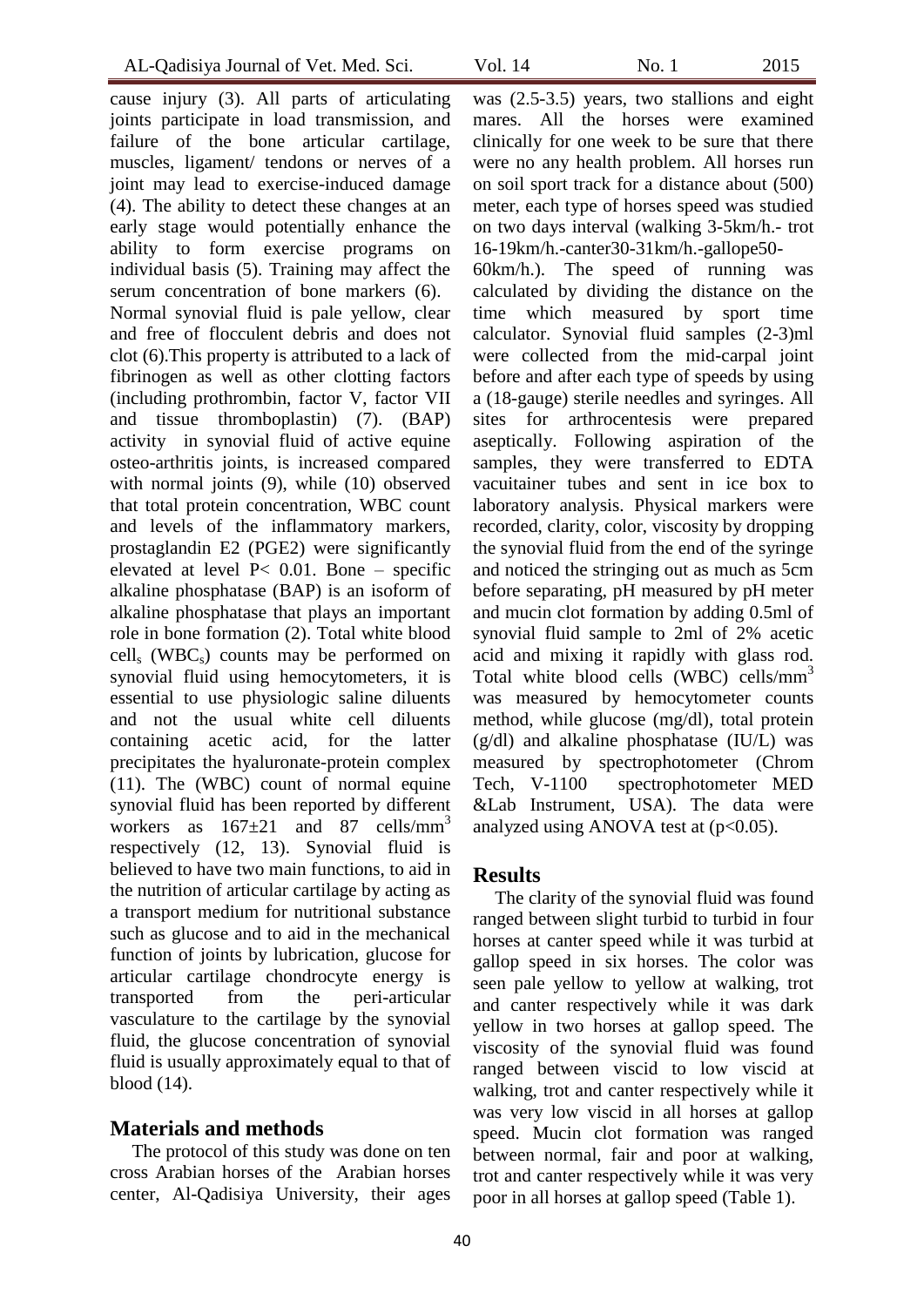cause injury (3). All parts of articulating joints participate in load transmission, and failure of the bone articular cartilage, muscles, ligament/ tendons or nerves of a joint may lead to exercise-induced damage (4). The ability to detect these changes at an early stage would potentially enhance the ability to form exercise programs on individual basis (5). Training may affect the serum concentration of bone markers (6).

Normal synovial fluid is pale yellow, clear and free of flocculent debris and does not clot (6).This property is attributed to a lack of fibrinogen as well as other clotting factors (including prothrombin, factor V, factor VII and tissue thromboplastin) (7). (BAP) activity in synovial fluid of active equine osteo-arthritis joints, is increased compared with normal joints (9), while (10) observed that total protein concentration, WBC count and levels of the inflammatory markers, prostaglandin E2 (PGE2) were significantly elevated at level $P< 0.01$. Bone – specific alkaline phosphatase (BAP) is an isoform of alkaline phosphatase that plays an important role in bone formation (2). Total white blood $cell_s$ ($WBC_s$) counts may be performed on synovial fluid using hemocytometers, it is essential to use physiologic saline diluents and not the usual white cell diluents containing acetic acid, for the latter precipitates the hyaluronate-protein complex (11). The (WBC) count of normal equine synovial fluid has been reported by different workers as $167\pm21$ and 87 cells/$mm^3$ respectively (12, 13). Synovial fluid is believed to have two main functions, to aid in the nutrition of articular cartilage by acting as a transport medium for nutritional substance such as glucose and to aid in the mechanical function of joints by lubrication, glucose for articular cartilage chondrocyte energy is transported from the peri-articular vasculature to the cartilage by the synovial fluid, the glucose concentration of synovial fluid is usually approximately equal to that of blood (14).

## Materials and methods

The protocol of this study was done on ten cross Arabian horses of the Arabian horses center, Al-Qadisiya University, their ages was (2.5-3.5) years, two stallions and eight mares. All the horses were examined clinically for one week to be sure that there were no any health problem. All horses run on soil sport track for a distance about (500) meter, each type of horses speed was studied on two days interval (walking 3-5km/h.- trot 16-19km/h.-canter30-31km/h.-gallope50-60km/h.). The speed of running was calculated by dividing the distance on the time which measured by sport time calculator. Synovial fluid samples (2-3)ml were collected from the mid-carpal joint before and after each type of speeds by using a (18-gauge) sterile needles and syringes. All sites for arthrocentesis were prepared aseptically. Following aspiration of the samples, they were transferred to EDTA vacuitainer tubes and sent in ice box to laboratory analysis. Physical markers were recorded, clarity, color, viscosity by dropping the synovial fluid from the end of the syringe and noticed the stringing out as much as 5cm before separating, pH measured by pH meter and mucin clot formation by adding 0.5ml of synovial fluid sample to 2ml of 2% acetic acid and mixing it rapidly with glass rod. Total white blood cells (WBC) cells/$mm^3$ was measured by hemocytometer counts method, while glucose (mg/dl), total protein (g/dl) and alkaline phosphatase (IU/L) was measured by spectrophotometer (Chrom Tech, V-1100 spectrophotometer MED &Lab Instrument, USA). The data were analyzed using ANOVA test at ($p<0.05$).

## Results

The clarity of the synovial fluid was found ranged between slight turbid to turbid in four horses at canter speed while it was turbid at gallop speed in six horses. The color was seen pale yellow to yellow at walking, trot and canter respectively while it was dark yellow in two horses at gallop speed. The viscosity of the synovial fluid was found ranged between viscid to low viscid at walking, trot and canter respectively while it was very low viscid in all horses at gallop speed. Mucin clot formation was ranged between normal, fair and poor at walking, trot and canter respectively while it was very poor in all horses at gallop speed (Table 1).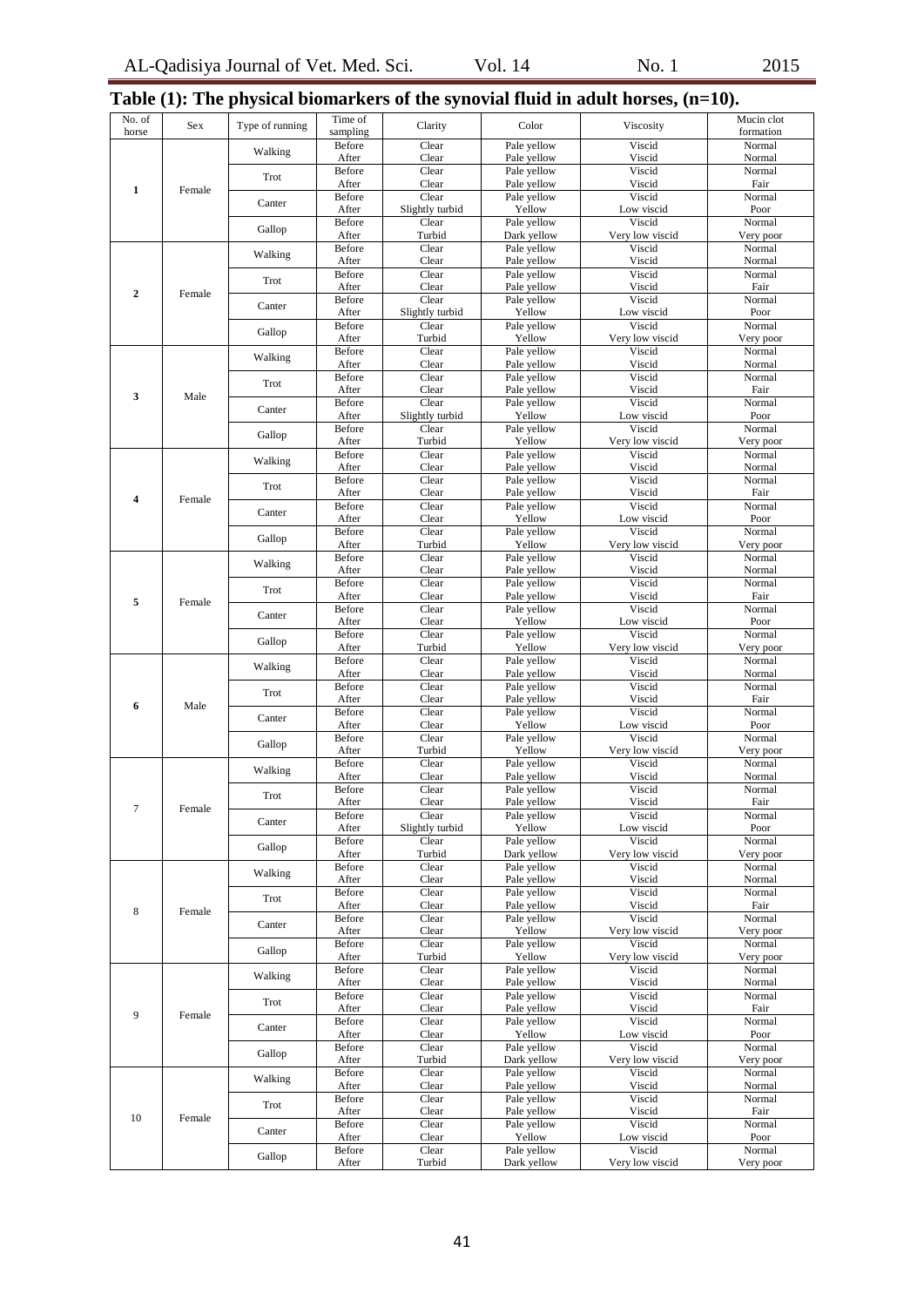## Table (1): The physical biomarkers of the synovial fluid in adult horses, (n=10).

| No. of horse | Sex | Type of running | Time of sampling | Clarity | Color | Viscosity | Mucin clot formation |
|---|---|---|---|---|---|---|---|
| **1** | Female | Walking | Before | Clear | Pale yellow | Viscid | Normal |
| | | | After | Clear | Pale yellow | Viscid | Normal |
| | | Trot | Before | Clear | Pale yellow | Viscid | Normal |
| | | | After | Clear | Pale yellow | Viscid | Fair |
| | | Canter | Before | Clear | Pale yellow | Viscid | Normal |
| | | | After | Slightly turbid | Yellow | Low viscid | Poor |
| | | Gallop | Before | Clear | Pale yellow | Viscid | Normal |
| | | | After | Turbid | Dark yellow | Very low viscid | Very poor |
| **2** | Female | Walking | Before | Clear | Pale yellow | Viscid | Normal |
| | | | After | Clear | Pale yellow | Viscid | Normal |
| | | Trot | Before | Clear | Pale yellow | Viscid | Normal |
| | | | After | Clear | Pale yellow | Viscid | Fair |
| | | Canter | Before | Clear | Pale yellow | Viscid | Normal |
| | | | After | Slightly turbid | Yellow | Low viscid | Poor |
| | | Gallop | Before | Clear | Pale yellow | Viscid | Normal |
| | | | After | Turbid | Yellow | Very low viscid | Very poor |
| **3** | Male | Walking | Before | Clear | Pale yellow | Viscid | Normal |
| | | | After | Clear | Pale yellow | Viscid | Normal |
| | | Trot | Before | Clear | Pale yellow | Viscid | Normal |
| | | | After | Clear | Pale yellow | Viscid | Fair |
| | | Canter | Before | Clear | Pale yellow | Viscid | Normal |
| | | | After | Slightly turbid | Yellow | Low viscid | Poor |
| | | Gallop | Before | Clear | Pale yellow | Viscid | Normal |
| | | | After | Turbid | Yellow | Very low viscid | Very poor |
| **4** | Female | Walking | Before | Clear | Pale yellow | Viscid | Normal |
| | | | After | Clear | Pale yellow | Viscid | Normal |
| | | Trot | Before | Clear | Pale yellow | Viscid | Normal |
| | | | After | Clear | Pale yellow | Viscid | Fair |
| | | Canter | Before | Clear | Pale yellow | Viscid | Normal |
| | | | After | Clear | Yellow | Low viscid | Poor |
| | | Gallop | Before | Clear | Pale yellow | Viscid | Normal |
| | | | After | Turbid | Yellow | Very low viscid | Very poor |
| **5** | Female | Walking | Before | Clear | Pale yellow | Viscid | Normal |
| | | | After | Clear | Pale yellow | Viscid | Normal |
| | | Trot | Before | Clear | Pale yellow | Viscid | Normal |
| | | | After | Clear | Pale yellow | Viscid | Fair |
| | | Canter | Before | Clear | Pale yellow | Viscid | Normal |
| | | | After | Clear | Yellow | Low viscid | Poor |
| | | Gallop | Before | Clear | Pale yellow | Viscid | Normal |
| | | | After | Turbid | Yellow | Very low viscid | Very poor |
| **6** | Male | Walking | Before | Clear | Pale yellow | Viscid | Normal |
| | | | After | Clear | Pale yellow | Viscid | Normal |
| | | Trot | Before | Clear | Pale yellow | Viscid | Normal |
| | | | After | Clear | Pale yellow | Viscid | Fair |
| | | Canter | Before | Clear | Pale yellow | Viscid | Normal |
| | | | After | Clear | Yellow | Low viscid | Poor |
| | | Gallop | Before | Clear | Pale yellow | Viscid | Normal |
| | | | After | Turbid | Yellow | Very low viscid | Very poor |
| 7 | Female | Walking | Before | Clear | Pale yellow | Viscid | Normal |
| | | | After | Clear | Pale yellow | Viscid | Normal |
| | | Trot | Before | Clear | Pale yellow | Viscid | Normal |
| | | | After | Clear | Pale yellow | Viscid | Fair |
| | | Canter | Before | Clear | Pale yellow | Viscid | Normal |
| | | | After | Slightly turbid | Yellow | Low viscid | Poor |
| | | Gallop | Before | Clear | Pale yellow | Viscid | Normal |
| | | | After | Turbid | Dark yellow | Very low viscid | Very poor |
| 8 | Female | Walking | Before | Clear | Pale yellow | Viscid | Normal |
| | | | After | Clear | Pale yellow | Viscid | Normal |
| | | Trot | Before | Clear | Pale yellow | Viscid | Normal |
| | | | After | Clear | Pale yellow | Viscid | Fair |
| | | Canter | Before | Clear | Pale yellow | Viscid | Normal |
| | | | After | Clear | Yellow | Very low viscid | Very poor |
| | | Gallop | Before | Clear | Pale yellow | Viscid | Normal |
| | | | After | Turbid | Yellow | Very low viscid | Very poor |
| 9 | Female | Walking | Before | Clear | Pale yellow | Viscid | Normal |
| | | | After | Clear | Pale yellow | Viscid | Normal |
| | | Trot | Before | Clear | Pale yellow | Viscid | Normal |
| | | | After | Clear | Pale yellow | Viscid | Fair |
| | | Canter | Before | Clear | Pale yellow | Viscid | Normal |
| | | | After | Clear | Yellow | Low viscid | Poor |
| | | Gallop | Before | Clear | Pale yellow | Viscid | Normal |
| | | | After | Turbid | Dark yellow | Very low viscid | Very poor |
| 10 | Female | Walking | Before | Clear | Pale yellow | Viscid | Normal |
| | | | After | Clear | Pale yellow | Viscid | Normal |
| | | Trot | Before | Clear | Pale yellow | Viscid | Normal |
| | | | After | Clear | Pale yellow | Viscid | Fair |
| | | Canter | Before | Clear | Pale yellow | Viscid | Normal |
| | | | After | Clear | Yellow | Low viscid | Poor |
| | | Gallop | Before | Clear | Pale yellow | Viscid | Normal |
| | | | After | Turbid | Dark yellow | Very low viscid | Very poor |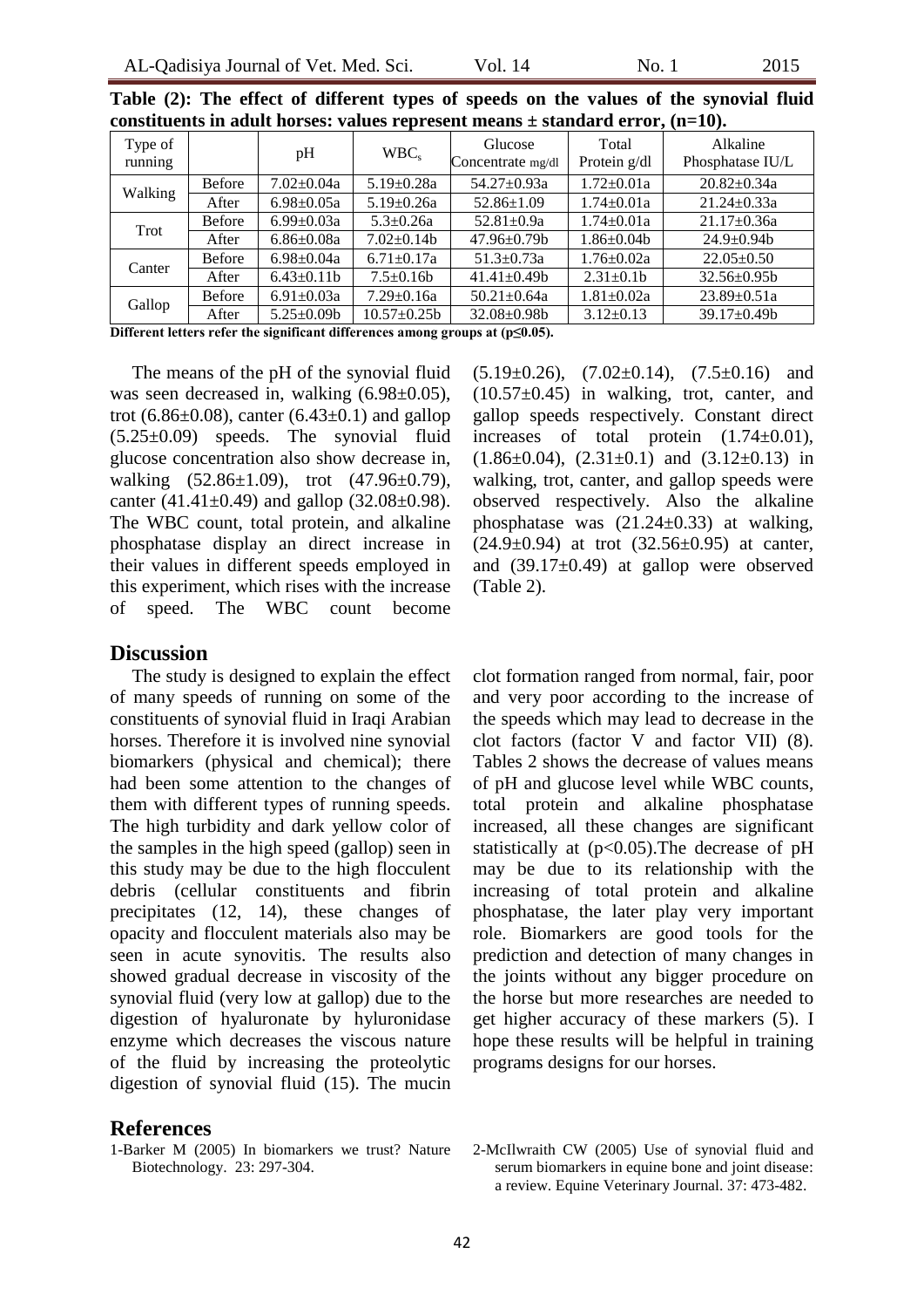**Table (2): The effect of different types of speeds on the values of the synovial fluid constituents in adult horses: values represent means ± standard error, (n=10).**

| Type of running | | pH | $WBC_s$ | Glucose Concentrate mg/dl | Total Protein g/dl | Alkaline Phosphatase IU/L |
|---|---|---|---|---|---|---|
| Walking | Before | 7.02±0.04a | 5.19±0.28a | 54.27±0.93a | 1.72±0.01a | 20.82±0.34a |
| | After | 6.98±0.05a | 5.19±0.26a | 52.86±1.09 | 1.74±0.01a | 21.24±0.33a |
| Trot | Before | 6.99±0.03a | 5.3±0.26a | 52.81±0.9a | 1.74±0.01a | 21.17±0.36a |
| | After | 6.86±0.08a | 7.02±0.14b | 47.96±0.79b | 1.86±0.04b | 24.9±0.94b |
| Canter | Before | 6.98±0.04a | 6.71±0.17a | 51.3±0.73a | 1.76±0.02a | 22.05±0.50 |
| | After | 6.43±0.11b | 7.5±0.16b | 41.41±0.49b | 2.31±0.1b | 32.56±0.95b |
| Gallop | Before | 6.91±0.03a | 7.29±0.16a | 50.21±0.64a | 1.81±0.02a | 23.89±0.51a |
| | After | 5.25±0.09b | 10.57±0.25b | 32.08±0.98b | 3.12±0.13 | 39.17±0.49b |

**Different letters refer the significant differences among groups at ($p \leq 0.05$).**

The means of the pH of the synovial fluid was seen decreased in, walking (6.98±0.05), trot (6.86±0.08), canter (6.43±0.1) and gallop (5.25±0.09) speeds. The synovial fluid glucose concentration also show decrease in, walking (52.86±1.09), trot (47.96±0.79), canter (41.41±0.49) and gallop (32.08±0.98). The WBC count, total protein, and alkaline phosphatase display an direct increase in their values in different speeds employed in this experiment, which rises with the increase of speed. The WBC count become (5.19±0.26), (7.02±0.14), (7.5±0.16) and (10.57±0.45) in walking, trot, canter, and gallop speeds respectively. Constant direct increases of total protein (1.74±0.01), (1.86±0.04), (2.31±0.1) and (3.12±0.13) in walking, trot, canter, and gallop speeds were observed respectively. Also the alkaline phosphatase was (21.24±0.33) at walking, (24.9±0.94) at trot (32.56±0.95) at canter, and (39.17±0.49) at gallop were observed (Table 2).

## Discussion

The study is designed to explain the effect of many speeds of running on some of the constituents of synovial fluid in Iraqi Arabian horses. Therefore it is involved nine synovial biomarkers (physical and chemical); there had been some attention to the changes of them with different types of running speeds. The high turbidity and dark yellow color of the samples in the high speed (gallop) seen in this study may be due to the high flocculent debris (cellular constituents and fibrin precipitates (12, 14), these changes of opacity and flocculent materials also may be seen in acute synovitis. The results also showed gradual decrease in viscosity of the synovial fluid (very low at gallop) due to the digestion of hyaluronate by hyluronidase enzyme which decreases the viscous nature of the fluid by increasing the proteolytic digestion of synovial fluid (15). The mucin clot formation ranged from normal, fair, poor and very poor according to the increase of the speeds which may lead to decrease in the clot factors (factor V and factor VII) (8). Tables 2 shows the decrease of values means of pH and glucose level while WBC counts, total protein and alkaline phosphatase increased, all these changes are significant statistically at ($p<0.05$).The decrease of pH may be due to its relationship with the increasing of total protein and alkaline phosphatase, the later play very important role. Biomarkers are good tools for the prediction and detection of many changes in the joints without any bigger procedure on the horse but more researches are needed to get higher accuracy of these markers (5). I hope these results will be helpful in training programs designs for our horses.

## References

1-Barker M (2005) In biomarkers we trust? Nature Biotechnology. 23: 297-304.

2-McIlwraith CW (2005) Use of synovial fluid and serum biomarkers in equine bone and joint disease: a review. Equine Veterinary Journal. 37: 473-482.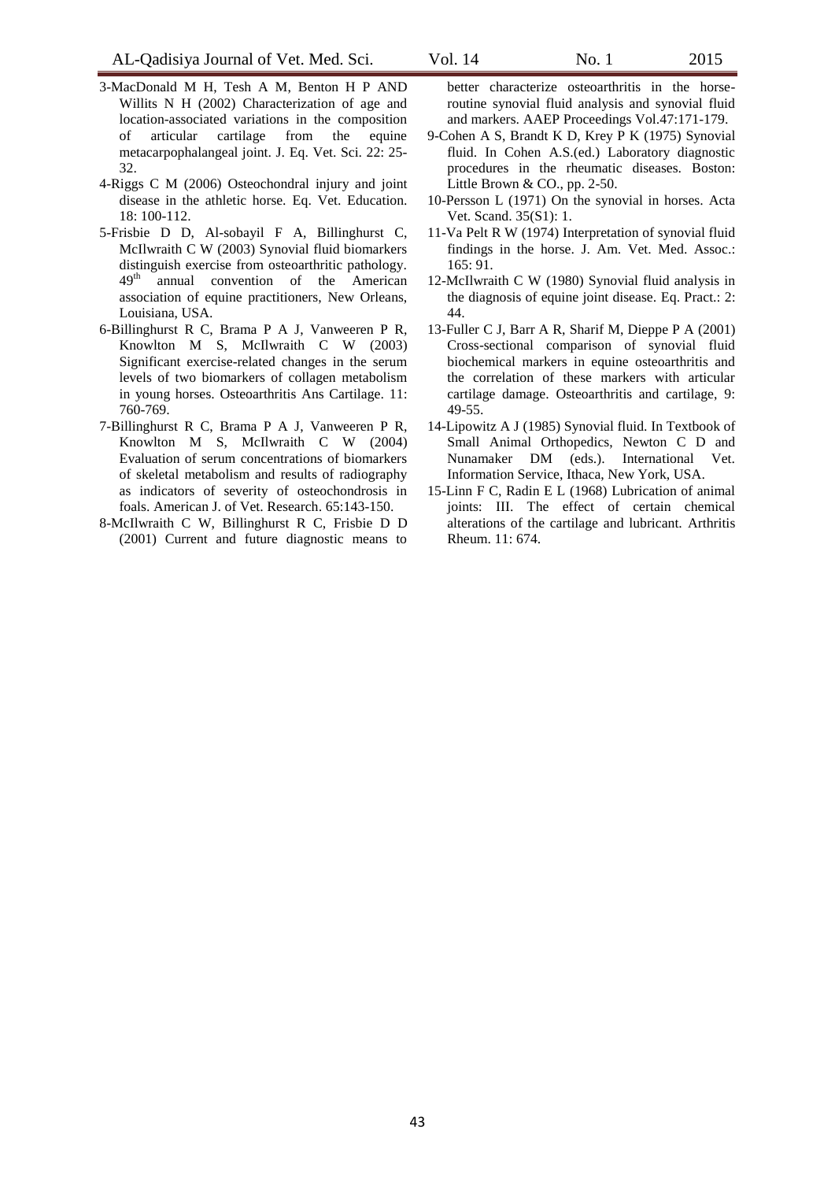3-MacDonald M H, Tesh A M, Benton H P AND Willits N H (2002) Characterization of age and location-associated variations in the composition of articular cartilage from the equine metacarpophalangeal joint. J. Eq. Vet. Sci. 22: 25-32.

4-Riggs C M (2006) Osteochondral injury and joint disease in the athletic horse. Eq. Vet. Education. 18: 100-112.

5-Frisbie D D, Al-sobayil F A, Billinghurst C, McIlwraith C W (2003) Synovial fluid biomarkers distinguish exercise from osteoarthritic pathology. 49th annual convention of the American association of equine practitioners, New Orleans, Louisiana, USA.

6-Billinghurst R C, Brama P A J, Vanweeren P R, Knowlton M S, McIlwraith C W (2003) Significant exercise-related changes in the serum levels of two biomarkers of collagen metabolism in young horses. Osteoarthritis Ans Cartilage. 11: 760-769.

7-Billinghurst R C, Brama P A J, Vanweeren P R, Knowlton M S, McIlwraith C W (2004) Evaluation of serum concentrations of biomarkers of skeletal metabolism and results of radiography as indicators of severity of osteochondrosis in foals. American J. of Vet. Research. 65:143-150.

8-McIlwraith C W, Billinghurst R C, Frisbie D D (2001) Current and future diagnostic means to better characterize osteoarthritis in the horse-routine synovial fluid analysis and synovial fluid and markers. AAEP Proceedings Vol.47:171-179.

9-Cohen A S, Brandt K D, Krey P K (1975) Synovial fluid. In Cohen A.S.(ed.) Laboratory diagnostic procedures in the rheumatic diseases. Boston: Little Brown & CO., pp. 2-50.

10-Persson L (1971) On the synovial in horses. Acta Vet. Scand. 35(S1): 1.

11-Va Pelt R W (1974) Interpretation of synovial fluid findings in the horse. J. Am. Vet. Med. Assoc.: 165: 91.

12-McIlwraith C W (1980) Synovial fluid analysis in the diagnosis of equine joint disease. Eq. Pract.: 2: 44.

13-Fuller C J, Barr A R, Sharif M, Dieppe P A (2001) Cross-sectional comparison of synovial fluid biochemical markers in equine osteoarthritis and the correlation of these markers with articular cartilage damage. Osteoarthritis and cartilage, 9: 49-55.

14-Lipowitz A J (1985) Synovial fluid. In Textbook of Small Animal Orthopedics, Newton C D and Nunamaker DM (eds.). International Vet. Information Service, Ithaca, New York, USA.

15-Linn F C, Radin E L (1968) Lubrication of animal joints: III. The effect of certain chemical alterations of the cartilage and lubricant. Arthritis Rheum. 11: 674.